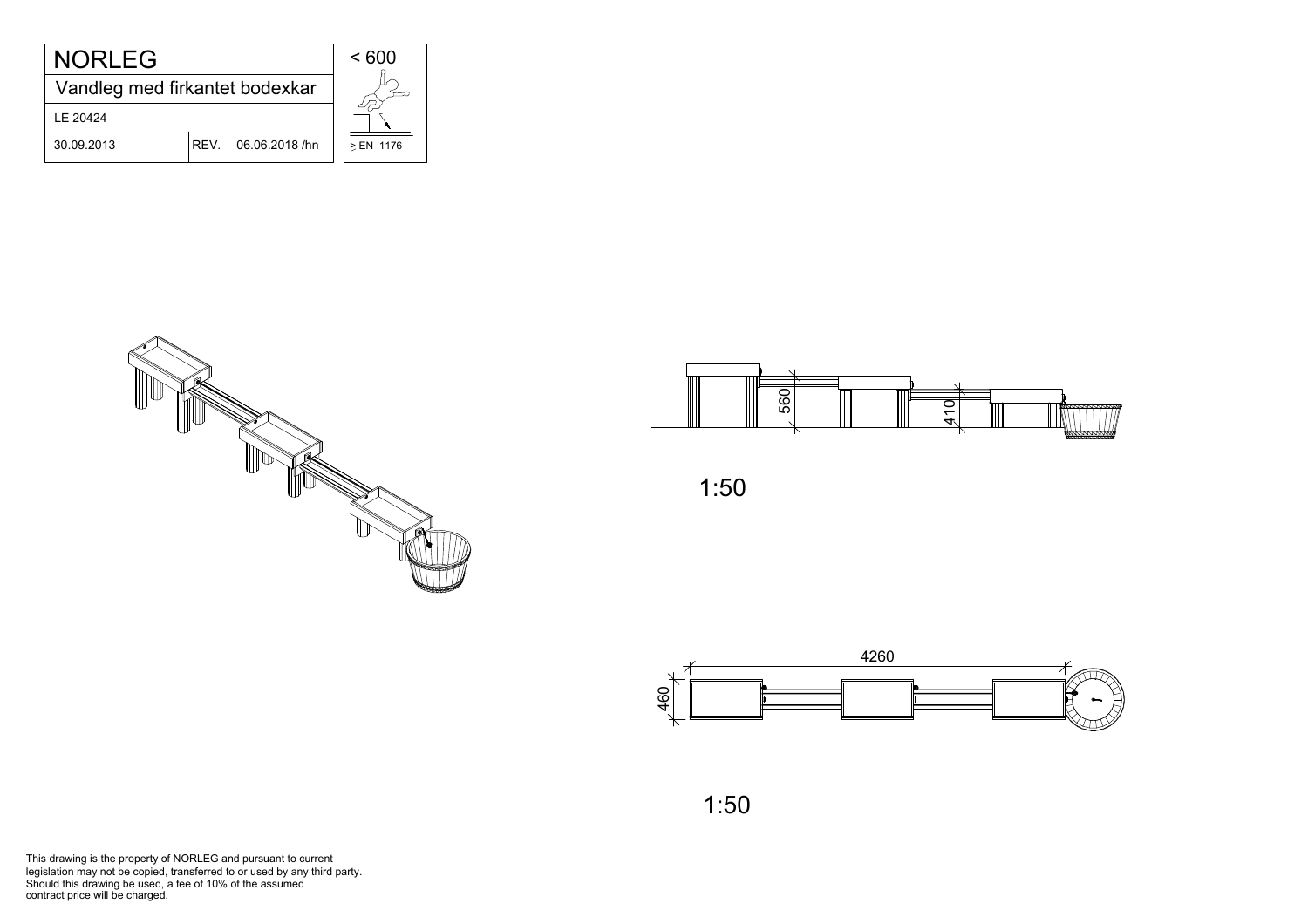# NORLEG

## Vandleg med firkantet bodexkar

LE 20424

| 30.09.2013 | REV. 06.06.2018 /hn |
| --- | --- |

< 600

≥ EN 1176

560

410

1:50

4260

460

1:50

This drawing is the property of NORLEG and pursuant to current legislation may not be copied, transferred to or used by any third party. Should this drawing be used, a fee of 10% of the assumed contract price will be charged.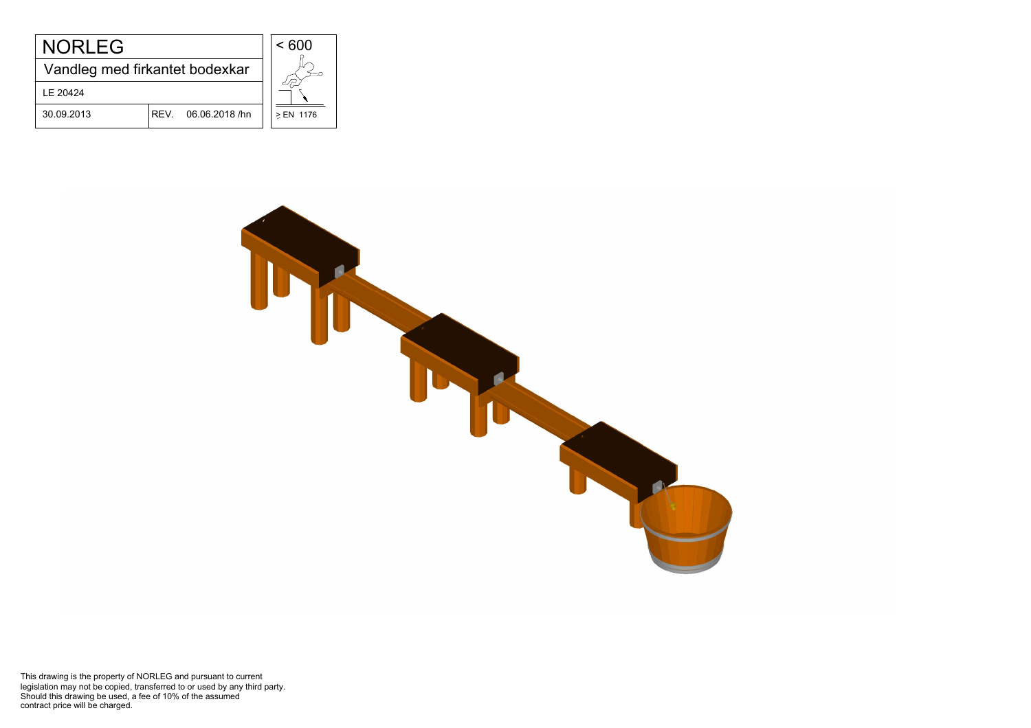| NORLEG | | < 600 |
|---|---|---|
| Vandleg med firkantet bodexkar | | |
| LE 20424 | | |
| 30.09.2013 | REV. 06.06.2018 /hn | ≥ EN 1176 |

This drawing is the property of NORLEG and pursuant to current legislation may not be copied, transferred to or used by any third party. Should this drawing be used, a fee of 10% of the assumed contract price will be charged.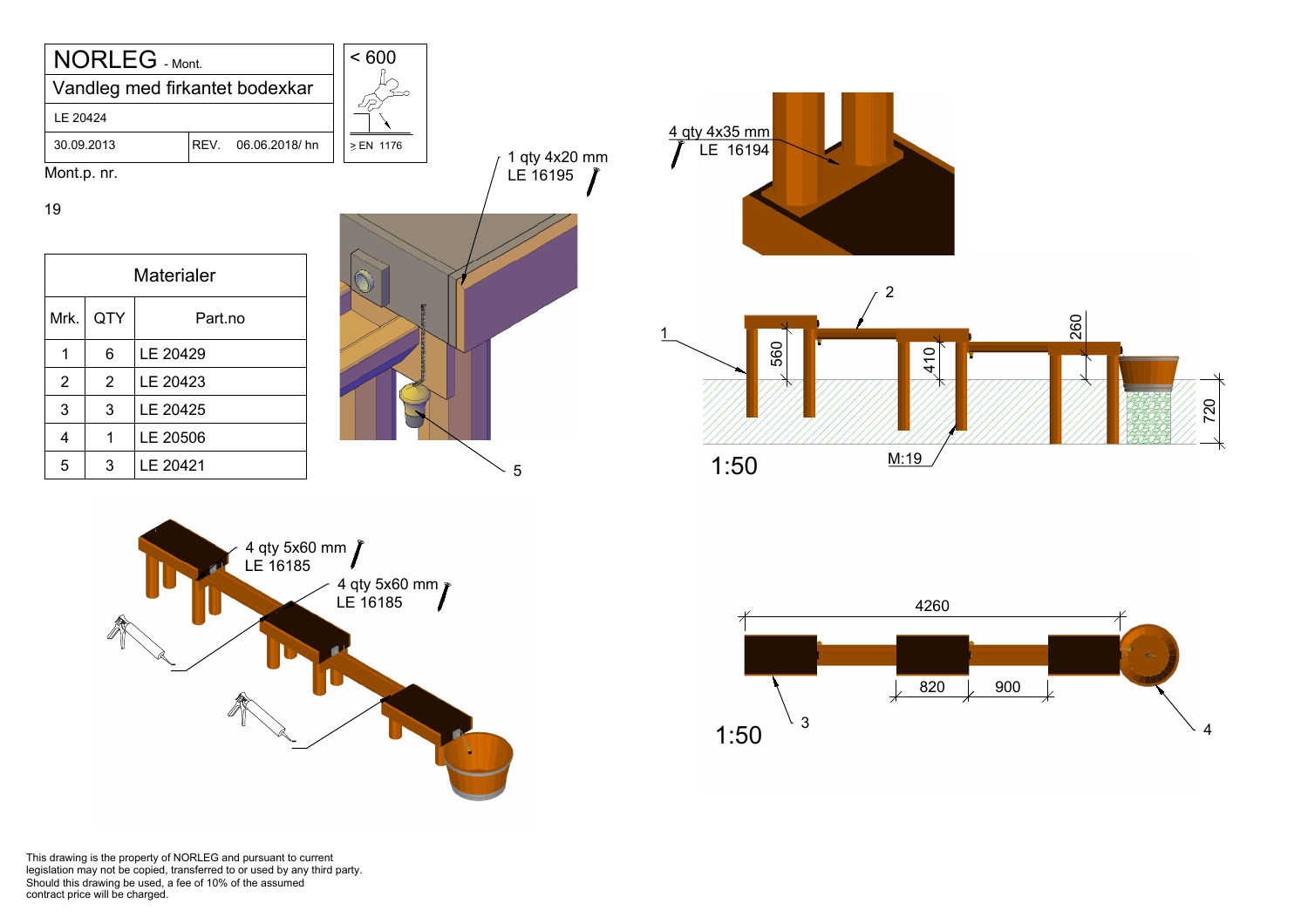# NORLEG - Mont.

## Vandleg med firkantet bodexkar

LE 20424

| | | |
|---|---|---|
| 30.09.2013 | REV. | 06.06.2018/ hn |

< 600

≥ EN 1176

Mont.p. nr.

19

| Materialer | | |
|---|---|---|
| Mrk. | QTY | Part.no |
| 1 | 6 | LE 20429 |
| 2 | 2 | LE 20423 |
| 3 | 3 | LE 20425 |
| 4 | 1 | LE 20506 |
| 5 | 3 | LE 20421 |

1 qty 4x20 mm
LE 16195

5

4 qty 4x35 mm
LE 16194

1

2

560

410

260

720

1:50

M:19

4 qty 5x60 mm
LE 16185

4 qty 5x60 mm
LE 16185

4260

820

900

1:50

3

4

This drawing is the property of NORLEG and pursuant to current legislation may not be copied, transferred to or used by any third party. Should this drawing be used, a fee of 10% of the assumed contract price will be charged.